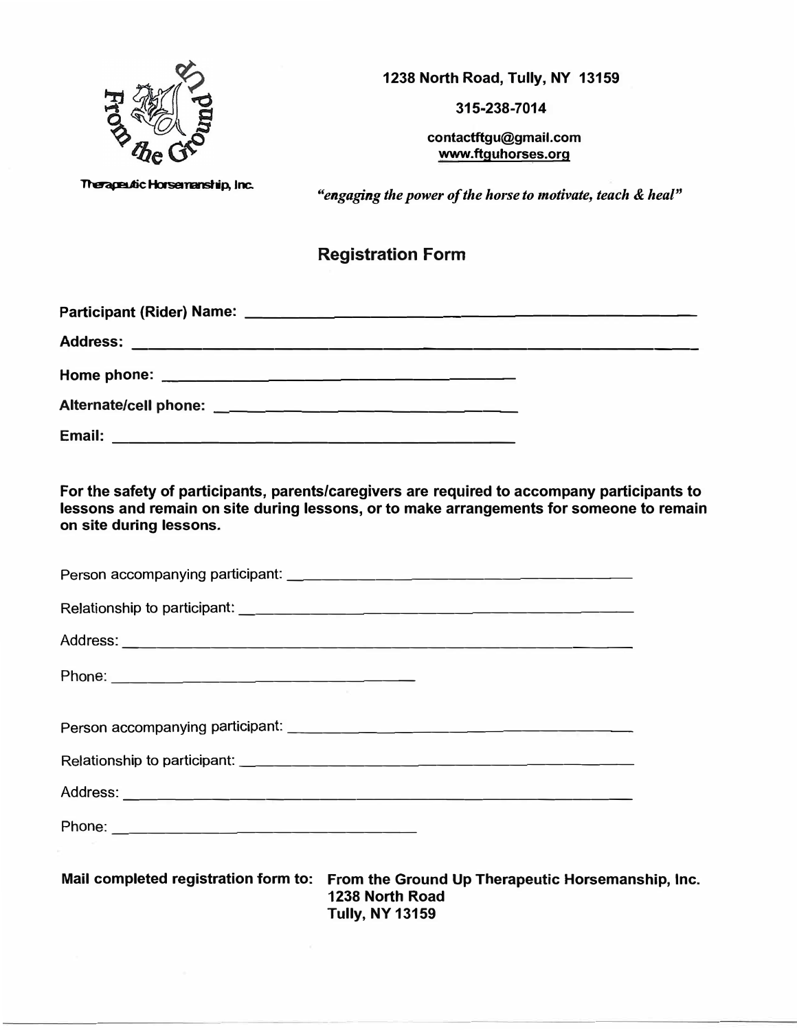From the Ground Up

Therapeutic Horsemanship, Inc.

**1238 North Road, Tully, NY 13159**

**315-238-7014**

**contactftgu@gmail.com**
**www.ftguhorses.org**

*"engaging the power of the horse to motivate, teach & heal"*

## Registration Form

**Participant (Rider) Name:** ______________________________________________

**Address:** ______________________________________________

**Home phone:** ______________________________

**Alternate/cell phone:** ______________________________

**Email:** ______________________________

**For the safety of participants, parents/caregivers are required to accompany participants to lessons and remain on site during lessons, or to make arrangements for someone to remain on site during lessons.**

Person accompanying participant: ______________________________

Relationship to participant: ______________________________

Address: ______________________________________________

Phone: ______________________________

Person accompanying participant: ______________________________

Relationship to participant: ______________________________

Address: ______________________________________________

Phone: ______________________________

**Mail completed registration form to:** **From the Ground Up Therapeutic Horsemanship, Inc.**
**1238 North Road**
**Tully, NY 13159**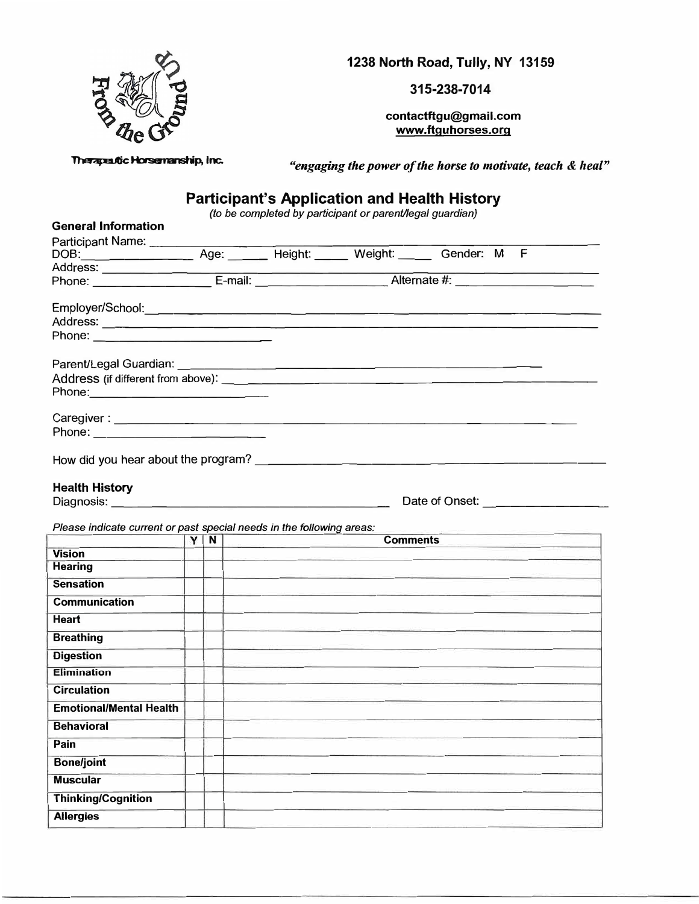From the Ground Up

Therapeutic Horsemanship, Inc.

**1238 North Road, Tully, NY 13159**

**315-238-7014**

**contactftgu@gmail.com**
**www.ftguhorses.org**

***"engaging the power of the horse to motivate, teach & heal"***

## Participant's Application and Health History

*(to be completed by participant or parent/legal guardian)*

### General Information

Participant Name: ______________________________________________

DOB: ______________ Age: ______ Height: _____ Weight: _____ Gender: M F

Address: ______________________________________________

Phone: ________________ E-mail: ________________ Alternate #: ________________

Employer/School: ______________________________________________

Address: ______________________________________________

Phone: ________________________

Parent/Legal Guardian: ______________________________________________

Address (if different from above): ______________________________________________

Phone: ________________________

Caregiver : ______________________________________________

Phone: ________________________

How did you hear about the program? ______________________________________________

### Health History

Diagnosis: ______________________________ Date of Onset: ________________

*Please indicate current or past special needs in the following areas:*

| | Y | N | Comments |
|---|---|---|---|
| **Vision** | | | |
| **Hearing** | | | |
| **Sensation** | | | |
| **Communication** | | | |
| **Heart** | | | |
| **Breathing** | | | |
| **Digestion** | | | |
| **Elimination** | | | |
| **Circulation** | | | |
| **Emotional/Mental Health** | | | |
| **Behavioral** | | | |
| **Pain** | | | |
| **Bone/joint** | | | |
| **Muscular** | | | |
| **Thinking/Cognition** | | | |
| **Allergies** | | | |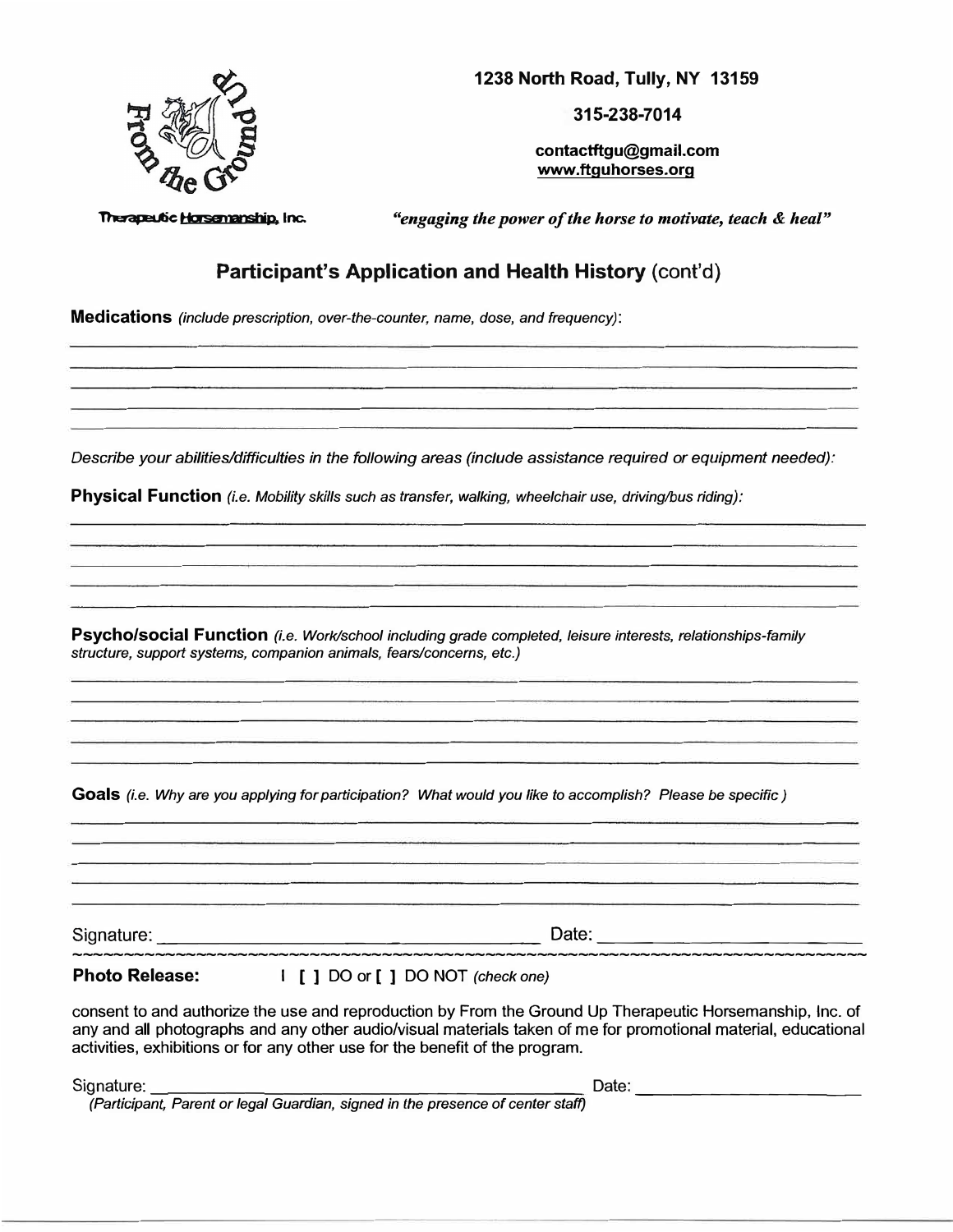From the Ground Up Therapeutic Horsemanship, Inc.

**1238 North Road, Tully, NY 13159**

**315-238-7014**

**contactftgu@gmail.com**
**www.ftguhorses.org**

*"engaging the power of the horse to motivate, teach & heal"*

## Participant's Application and Health History (cont'd)

**Medications** *(include prescription, over-the-counter, name, dose, and frequency)*:

___________________________________________________________________________

___________________________________________________________________________

___________________________________________________________________________

___________________________________________________________________________

___________________________________________________________________________

*Describe your abilities/difficulties in the following areas (include assistance required or equipment needed):*

**Physical Function** *(i.e. Mobility skills such as transfer, walking, wheelchair use, driving/bus riding)*:

___________________________________________________________________________

___________________________________________________________________________

___________________________________________________________________________

___________________________________________________________________________

___________________________________________________________________________

**Psycho/social Function** *(i.e. Work/school including grade completed, leisure interests, relationships-family structure, support systems, companion animals, fears/concerns, etc.)*

___________________________________________________________________________

___________________________________________________________________________

___________________________________________________________________________

___________________________________________________________________________

___________________________________________________________________________

**Goals** *(i.e. Why are you applying for participation? What would you like to accomplish? Please be specific )*

___________________________________________________________________________

___________________________________________________________________________

___________________________________________________________________________

___________________________________________________________________________

___________________________________________________________________________

Signature: ________________________________________ Date: ________________________

---

**Photo Release:** I **[ ]** DO or **[ ]** DO NOT *(check one)*

consent to and authorize the use and reproduction by From the Ground Up Therapeutic Horsemanship, Inc. of any and all photographs and any other audio/visual materials taken of me for promotional material, educational activities, exhibitions or for any other use for the benefit of the program.

Signature: ________________________________________ Date: ________________________
*(Participant, Parent or legal Guardian, signed in the presence of center staff)*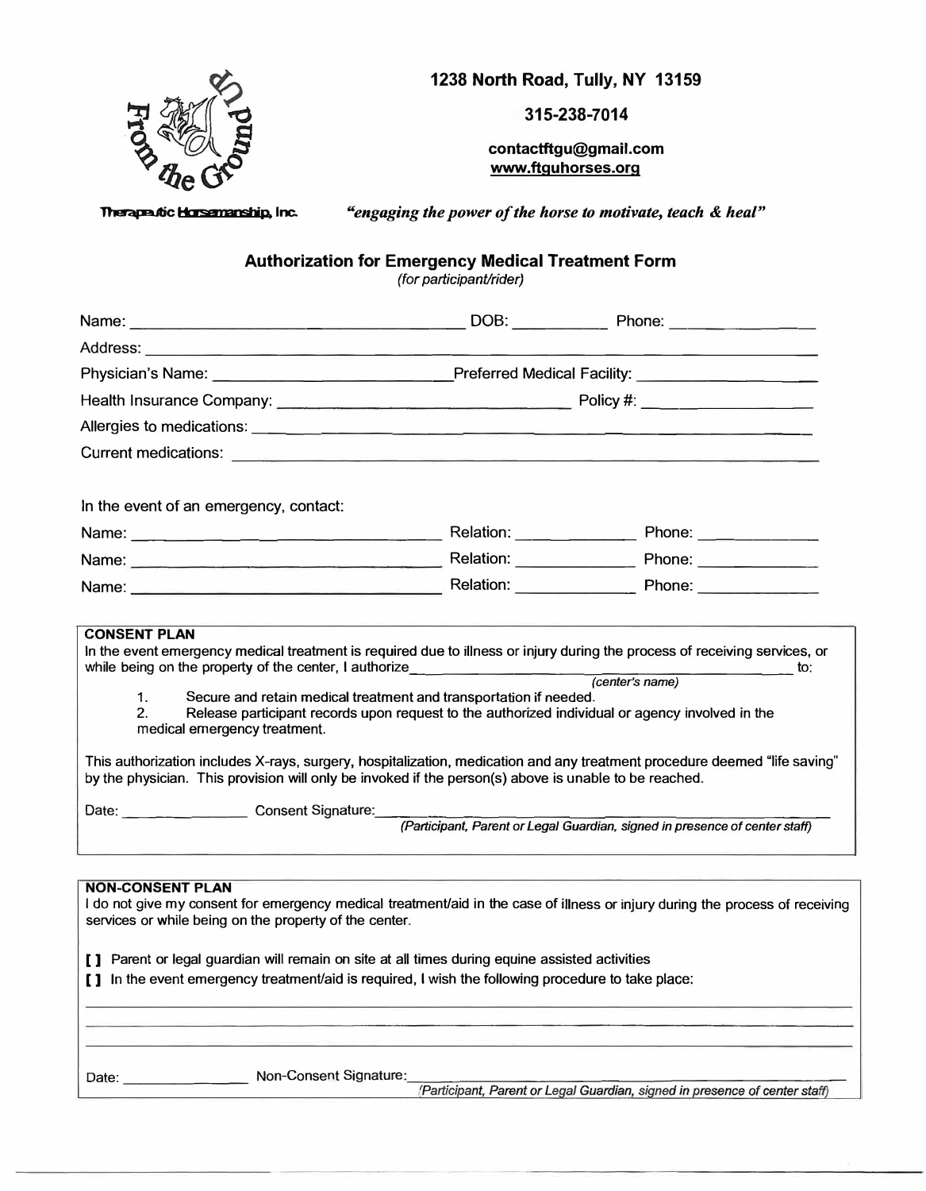From the Ground Up

Therapeutic Horsemanship, Inc.

**1238 North Road, Tully, NY 13159**

**315-238-7014**

**contactftgu@gmail.com**
**www.ftguhorses.org**

*"engaging the power of the horse to motivate, teach & heal"*

## Authorization for Emergency Medical Treatment Form

*(for participant/rider)*

Name: ______________________________ DOB: __________ Phone: ______________

Address: ______________________________________________________________

Physician's Name: ________________________ Preferred Medical Facility: __________________

Health Insurance Company: ____________________________ Policy #: ________________

Allergies to medications: ______________________________________________________

Current medications: _________________________________________________________

In the event of an emergency, contact:

Name: ______________________________ Relation: ____________ Phone: ____________

Name: ______________________________ Relation: ____________ Phone: ____________

Name: ______________________________ Relation: ____________ Phone: ____________

**CONSENT PLAN**

In the event emergency medical treatment is required due to illness or injury during the process of receiving services, or while being on the property of the center, I authorize ________________________________ to:
*(center's name)*

1. Secure and retain medical treatment and transportation if needed.
2. Release participant records upon request to the authorized individual or agency involved in the medical emergency treatment.

This authorization includes X-rays, surgery, hospitalization, medication and any treatment procedure deemed "life saving" by the physician. This provision will only be invoked if the person(s) above is unable to be reached.

Date: ______________ Consent Signature: ________________________________________
*(Participant, Parent or Legal Guardian, signed in presence of center staff)*

**NON-CONSENT PLAN**

I do not give my consent for emergency medical treatment/aid in the case of illness or injury during the process of receiving services or while being on the property of the center.

[ ] Parent or legal guardian will remain on site at all times during equine assisted activities

[ ] In the event emergency treatment/aid is required, I wish the following procedure to take place:

______________________________________________________________________________

______________________________________________________________________________

______________________________________________________________________________

Date: ______________ Non-Consent Signature: ________________________________________
*(Participant, Parent or Legal Guardian, signed in presence of center staff)*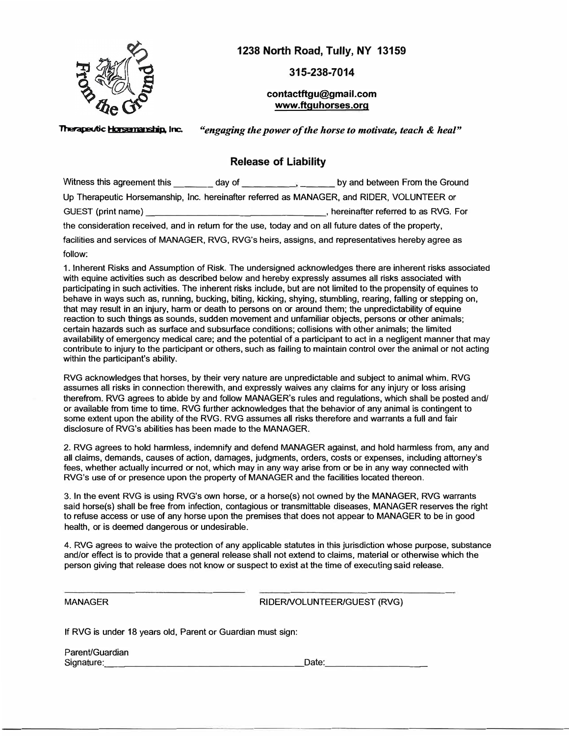1238 North Road, Tully, NY 13159

315-238-7014

contactftgu@gmail.com
www.ftguhorses.org

From the Ground Up Therapeutic Horsemanship, Inc. *"engaging the power of the horse to motivate, teach & heal"*

## Release of Liability

Witness this agreement this _______ day of __________, ______ by and between From the Ground Up Therapeutic Horsemanship, Inc. hereinafter referred as MANAGER, and RIDER, VOLUNTEER or GUEST (print name) ___________________________________, hereinafter referred to as RVG. For the consideration received, and in return for the use, today and on all future dates of the property, facilities and services of MANAGER, RVG, RVG's heirs, assigns, and representatives hereby agree as follow:

1. Inherent Risks and Assumption of Risk. The undersigned acknowledges there are inherent risks associated with equine activities such as described below and hereby expressly assumes all risks associated with participating in such activities. The inherent risks include, but are not limited to the propensity of equines to behave in ways such as, running, bucking, biting, kicking, shying, stumbling, rearing, falling or stepping on, that may result in an injury, harm or death to persons on or around them; the unpredictability of equine reaction to such things as sounds, sudden movement and unfamiliar objects, persons or other animals; certain hazards such as surface and subsurface conditions; collisions with other animals; the limited availability of emergency medical care; and the potential of a participant to act in a negligent manner that may contribute to injury to the participant or others, such as failing to maintain control over the animal or not acting within the participant's ability.

RVG acknowledges that horses, by their very nature are unpredictable and subject to animal whim. RVG assumes all risks in connection therewith, and expressly waives any claims for any injury or loss arising therefrom. RVG agrees to abide by and follow MANAGER's rules and regulations, which shall be posted and/or available from time to time. RVG further acknowledges that the behavior of any animal is contingent to some extent upon the ability of the RVG. RVG assumes all risks therefore and warrants a full and fair disclosure of RVG's abilities has been made to the MANAGER.

2. RVG agrees to hold harmless, indemnify and defend MANAGER against, and hold harmless from, any and all claims, demands, causes of action, damages, judgments, orders, costs or expenses, including attorney's fees, whether actually incurred or not, which may in any way arise from or be in any way connected with RVG's use of or presence upon the property of MANAGER and the facilities located thereon.

3. In the event RVG is using RVG's own horse, or a horse(s) not owned by the MANAGER, RVG warrants said horse(s) shall be free from infection, contagious or transmittable diseases, MANAGER reserves the right to refuse access or use of any horse upon the premises that does not appear to MANAGER to be in good health, or is deemed dangerous or undesirable.

4. RVG agrees to waive the protection of any applicable statutes in this jurisdiction whose purpose, substance and/or effect is to provide that a general release shall not extend to claims, material or otherwise which the person giving that release does not know or suspect to exist at the time of executing said release.

______________________________ ______________________________

MANAGER RIDER/VOLUNTEER/GUEST (RVG)

If RVG is under 18 years old, Parent or Guardian must sign:

Parent/Guardian
Signature:___________________________________ Date:__________________